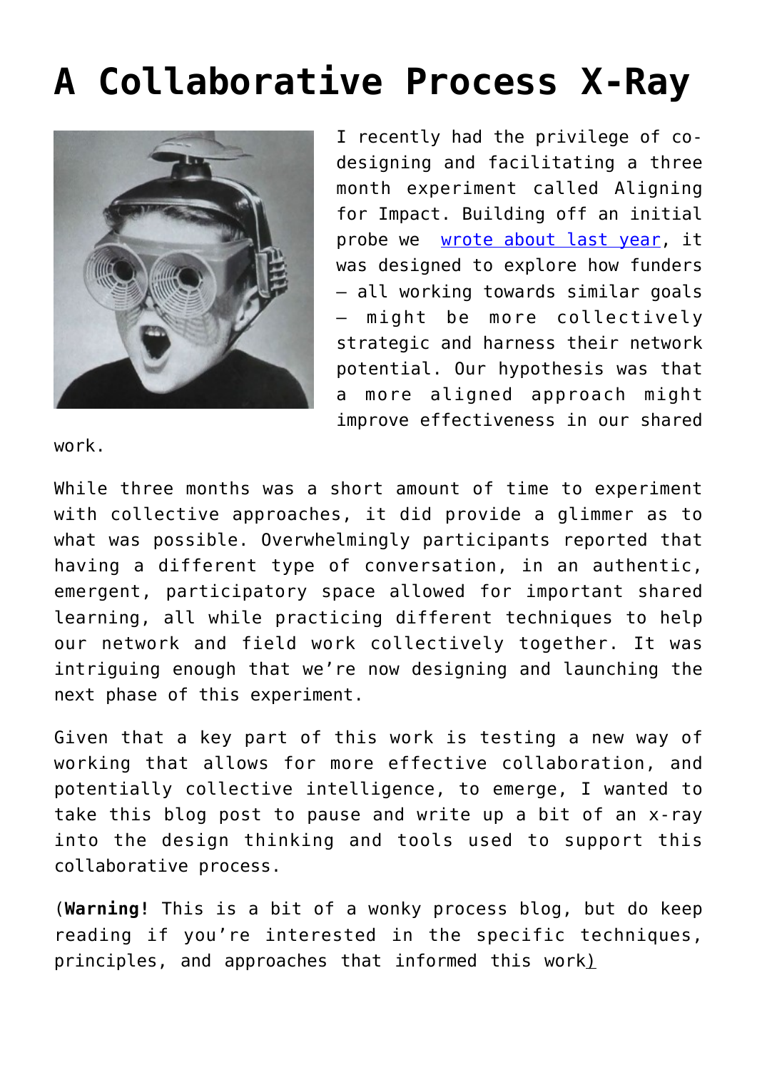# A Collaborative Process X-Ray

I recently had the privilege of co-designing and facilitating a three month experiment called Aligning for Impact. Building off an initial probe we [wrote about last year](), it was designed to explore how funders – all working towards similar goals – might be more collectively strategic and harness their network potential. Our hypothesis was that a more aligned approach might improve effectiveness in our shared work.

While three months was a short amount of time to experiment with collective approaches, it did provide a glimmer as to what was possible. Overwhelmingly participants reported that having a different type of conversation, in an authentic, emergent, participatory space allowed for important shared learning, all while practicing different techniques to help our network and field work collectively together. It was intriguing enough that we're now designing and launching the next phase of this experiment.

Given that a key part of this work is testing a new way of working that allows for more effective collaboration, and potentially collective intelligence, to emerge, I wanted to take this blog post to pause and write up a bit of an x-ray into the design thinking and tools used to support this collaborative process.

(**Warning!** This is a bit of a wonky process blog, but do keep reading if you're interested in the specific techniques, principles, and approaches that informed this work)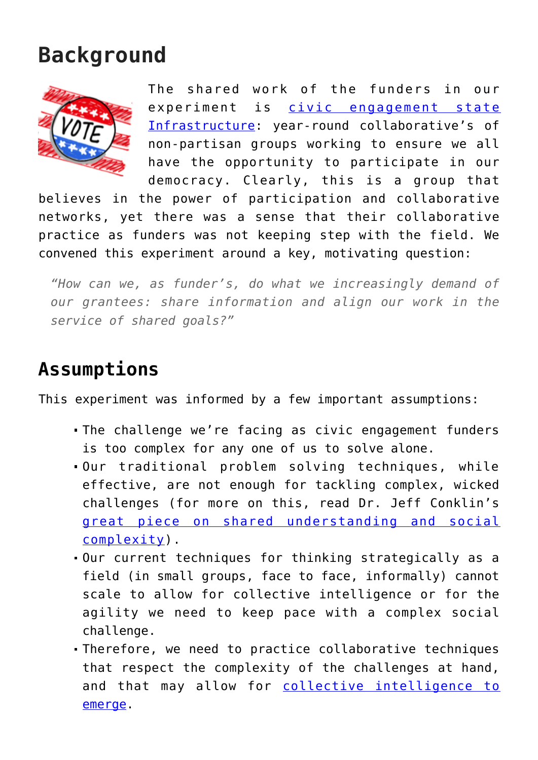## Background

The shared work of the funders in our experiment is [civic engagement state Infrastructure](): year-round collaborative's of non-partisan groups working to ensure we all have the opportunity to participate in our democracy. Clearly, this is a group that believes in the power of participation and collaborative networks, yet there was a sense that their collaborative practice as funders was not keeping step with the field. We convened this experiment around a key, motivating question:

> *"How can we, as funder's, do what we increasingly demand of our grantees: share information and align our work in the service of shared goals?"*

## Assumptions

This experiment was informed by a few important assumptions:

- The challenge we're facing as civic engagement funders is too complex for any one of us to solve alone.
- Our traditional problem solving techniques, while effective, are not enough for tackling complex, wicked challenges (for more on this, read Dr. Jeff Conklin's [great piece on shared understanding and social complexity]()).
- Our current techniques for thinking strategically as a field (in small groups, face to face, informally) cannot scale to allow for collective intelligence or for the agility we need to keep pace with a complex social challenge.
- Therefore, we need to practice collaborative techniques that respect the complexity of the challenges at hand, and that may allow for [collective intelligence to emerge]().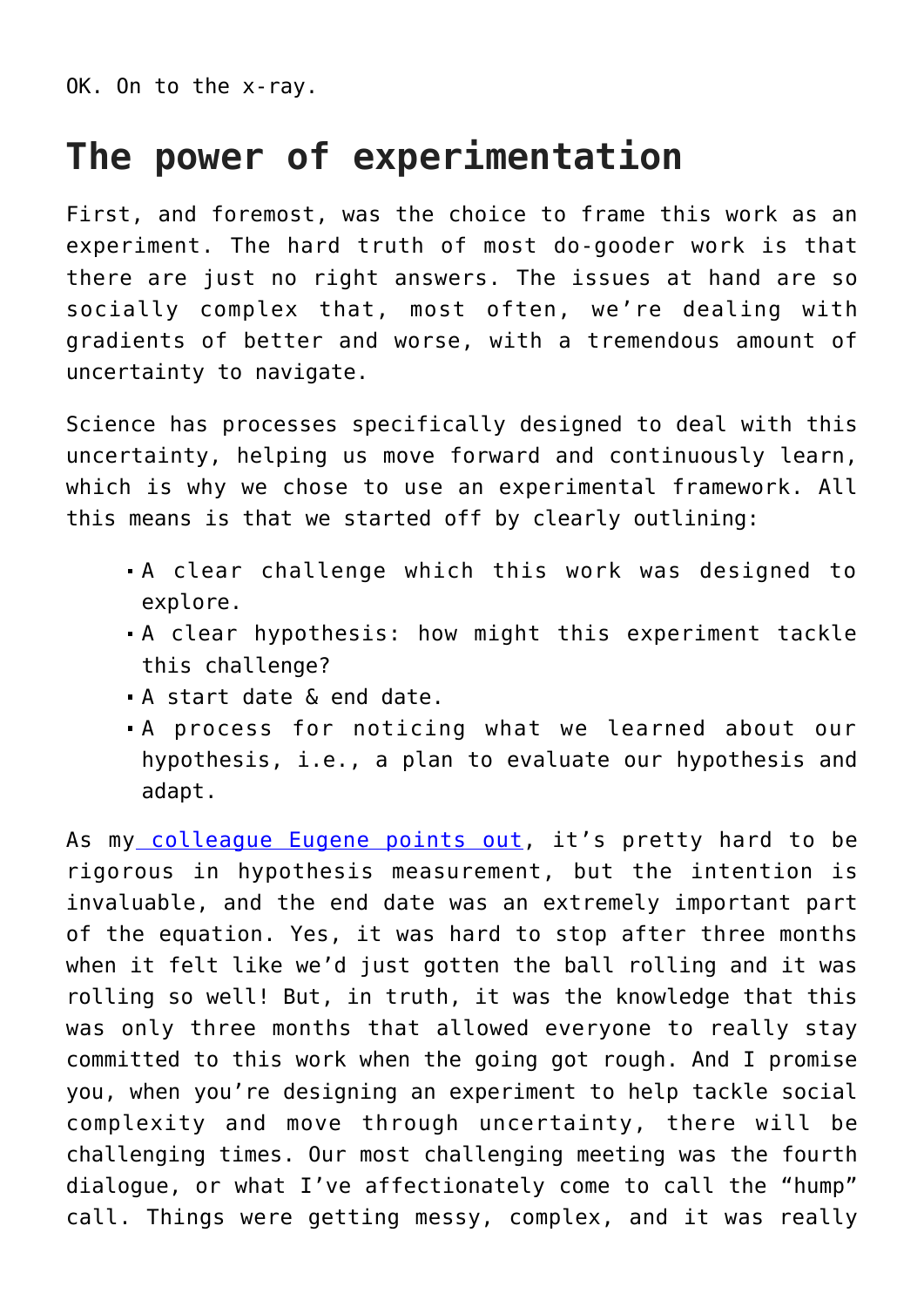OK. On to the x-ray.

## The power of experimentation

First, and foremost, was the choice to frame this work as an experiment. The hard truth of most do-gooder work is that there are just no right answers. The issues at hand are so socially complex that, most often, we're dealing with gradients of better and worse, with a tremendous amount of uncertainty to navigate.

Science has processes specifically designed to deal with this uncertainty, helping us move forward and continuously learn, which is why we chose to use an experimental framework. All this means is that we started off by clearly outlining:

- A clear challenge which this work was designed to explore.
- A clear hypothesis: how might this experiment tackle this challenge?
- A start date & end date.
- A process for noticing what we learned about our hypothesis, i.e., a plan to evaluate our hypothesis and adapt.

As my colleague Eugene points out, it's pretty hard to be rigorous in hypothesis measurement, but the intention is invaluable, and the end date was an extremely important part of the equation. Yes, it was hard to stop after three months when it felt like we'd just gotten the ball rolling and it was rolling so well! But, in truth, it was the knowledge that this was only three months that allowed everyone to really stay committed to this work when the going got rough. And I promise you, when you're designing an experiment to help tackle social complexity and move through uncertainty, there will be challenging times. Our most challenging meeting was the fourth dialogue, or what I've affectionately come to call the "hump" call. Things were getting messy, complex, and it was really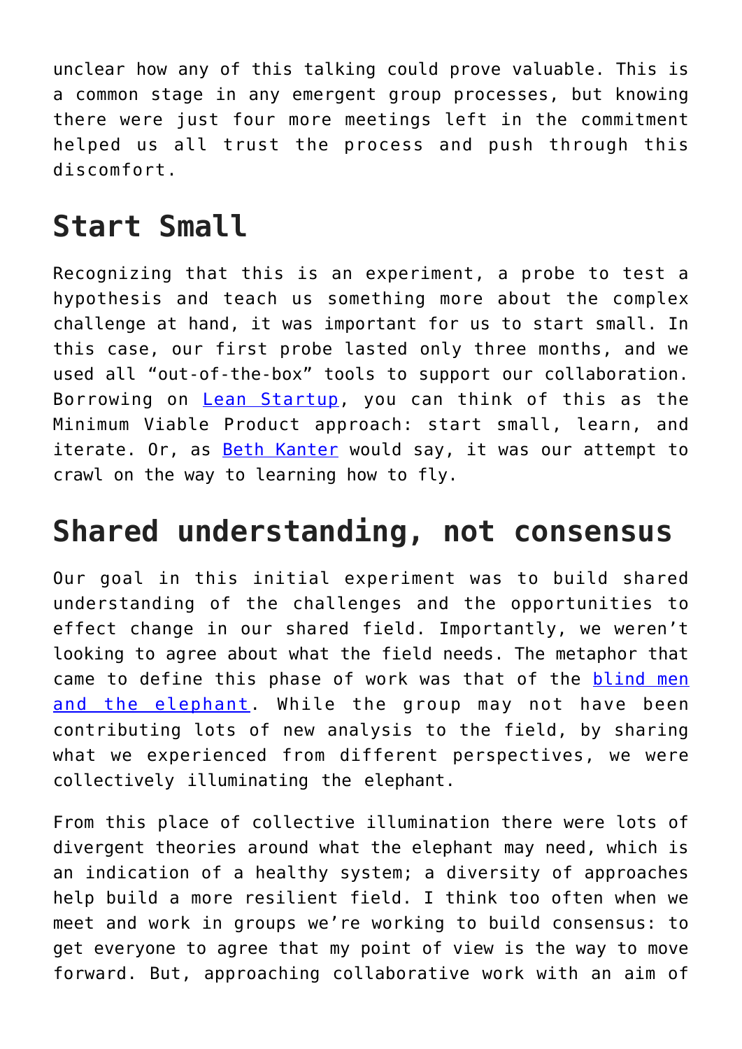unclear how any of this talking could prove valuable. This is a common stage in any emergent group processes, but knowing there were just four more meetings left in the commitment helped us all trust the process and push through this discomfort.

## Start Small

Recognizing that this is an experiment, a probe to test a hypothesis and teach us something more about the complex challenge at hand, it was important for us to start small. In this case, our first probe lasted only three months, and we used all "out-of-the-box" tools to support our collaboration. Borrowing on [Lean Startup](), you can think of this as the Minimum Viable Product approach: start small, learn, and iterate. Or, as [Beth Kanter]() would say, it was our attempt to crawl on the way to learning how to fly.

## Shared understanding, not consensus

Our goal in this initial experiment was to build shared understanding of the challenges and the opportunities to effect change in our shared field. Importantly, we weren't looking to agree about what the field needs. The metaphor that came to define this phase of work was that of the [blind men and the elephant](). While the group may not have been contributing lots of new analysis to the field, by sharing what we experienced from different perspectives, we were collectively illuminating the elephant.

From this place of collective illumination there were lots of divergent theories around what the elephant may need, which is an indication of a healthy system; a diversity of approaches help build a more resilient field. I think too often when we meet and work in groups we're working to build consensus: to get everyone to agree that my point of view is the way to move forward. But, approaching collaborative work with an aim of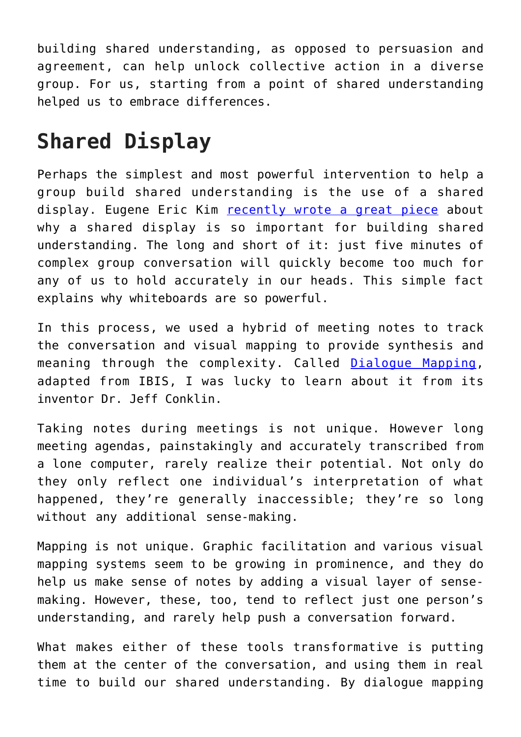building shared understanding, as opposed to persuasion and agreement, can help unlock collective action in a diverse group. For us, starting from a point of shared understanding helped us to embrace differences.

## Shared Display

Perhaps the simplest and most powerful intervention to help a group build shared understanding is the use of a shared display. Eugene Eric Kim recently wrote a great piece about why a shared display is so important for building shared understanding. The long and short of it: just five minutes of complex group conversation will quickly become too much for any of us to hold accurately in our heads. This simple fact explains why whiteboards are so powerful.

In this process, we used a hybrid of meeting notes to track the conversation and visual mapping to provide synthesis and meaning through the complexity. Called Dialogue Mapping, adapted from IBIS, I was lucky to learn about it from its inventor Dr. Jeff Conklin.

Taking notes during meetings is not unique. However long meeting agendas, painstakingly and accurately transcribed from a lone computer, rarely realize their potential. Not only do they only reflect one individual's interpretation of what happened, they're generally inaccessible; they're so long without any additional sense-making.

Mapping is not unique. Graphic facilitation and various visual mapping systems seem to be growing in prominence, and they do help us make sense of notes by adding a visual layer of sense-making. However, these, too, tend to reflect just one person's understanding, and rarely help push a conversation forward.

What makes either of these tools transformative is putting them at the center of the conversation, and using them in real time to build our shared understanding. By dialogue mapping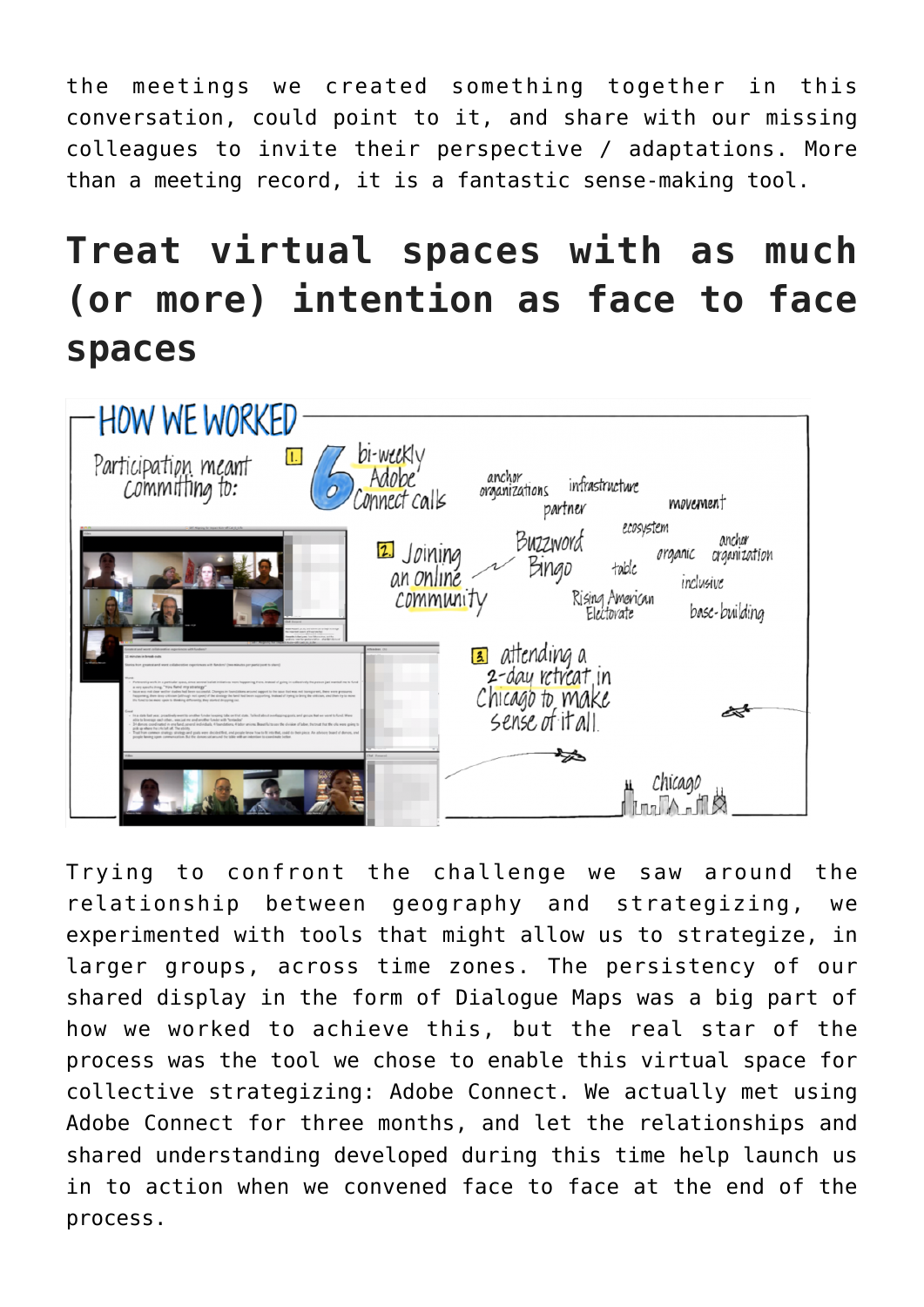the meetings we created something together in this conversation, could point to it, and share with our missing colleagues to invite their perspective / adaptations. More than a meeting record, it is a fantastic sense-making tool.

## Treat virtual spaces with as much (or more) intention as face to face spaces

Trying to confront the challenge we saw around the relationship between geography and strategizing, we experimented with tools that might allow us to strategize, in larger groups, across time zones. The persistency of our shared display in the form of Dialogue Maps was a big part of how we worked to achieve this, but the real star of the process was the tool we chose to enable this virtual space for collective strategizing: Adobe Connect. We actually met using Adobe Connect for three months, and let the relationships and shared understanding developed during this time help launch us in to action when we convened face to face at the end of the process.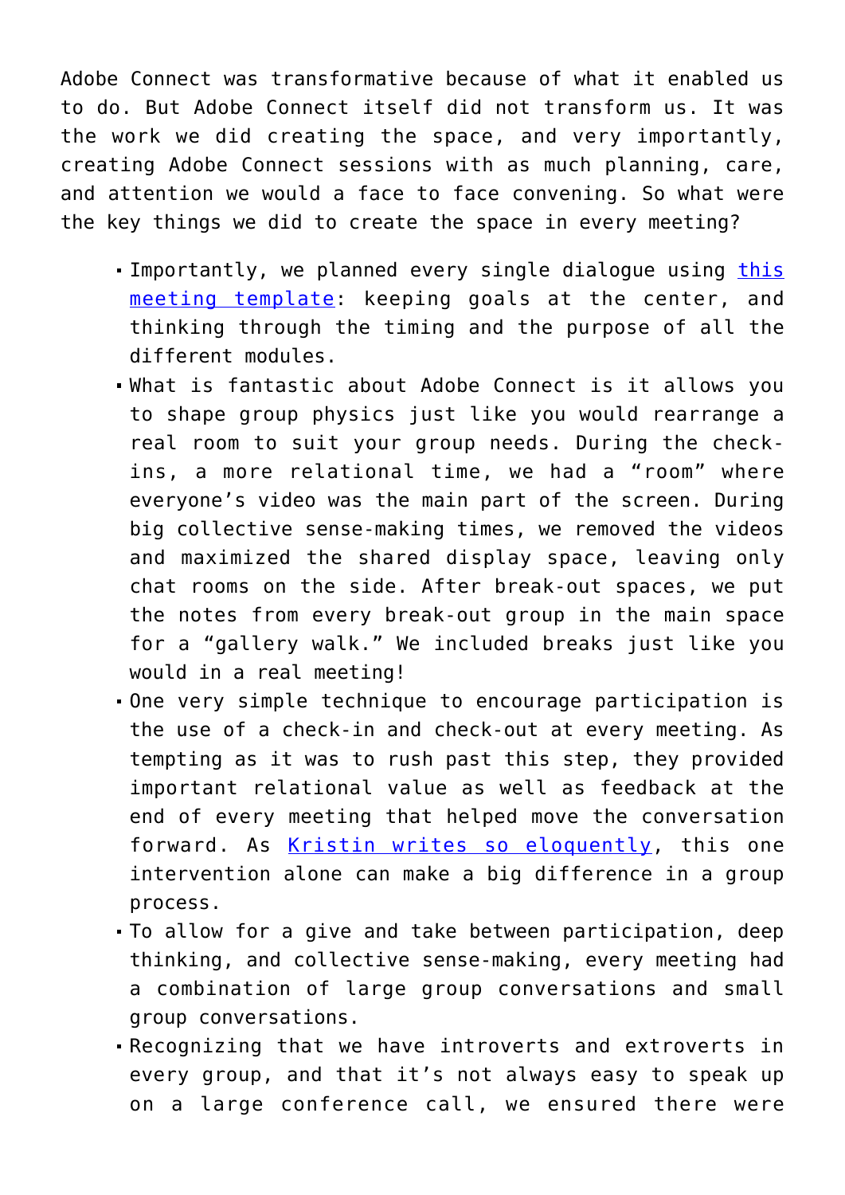Adobe Connect was transformative because of what it enabled us to do. But Adobe Connect itself did not transform us. It was the work we did creating the space, and very importantly, creating Adobe Connect sessions with as much planning, care, and attention we would a face to face convening. So what were the key things we did to create the space in every meeting?

- Importantly, we planned every single dialogue using [this meeting template]: keeping goals at the center, and thinking through the timing and the purpose of all the different modules.
- What is fantastic about Adobe Connect is it allows you to shape group physics just like you would rearrange a real room to suit your group needs. During the check-ins, a more relational time, we had a "room" where everyone's video was the main part of the screen. During big collective sense-making times, we removed the videos and maximized the shared display space, leaving only chat rooms on the side. After break-out spaces, we put the notes from every break-out group in the main space for a "gallery walk." We included breaks just like you would in a real meeting!
- One very simple technique to encourage participation is the use of a check-in and check-out at every meeting. As tempting as it was to rush past this step, they provided important relational value as well as feedback at the end of every meeting that helped move the conversation forward. As [Kristin writes so eloquently], this one intervention alone can make a big difference in a group process.
- To allow for a give and take between participation, deep thinking, and collective sense-making, every meeting had a combination of large group conversations and small group conversations.
- Recognizing that we have introverts and extroverts in every group, and that it's not always easy to speak up on a large conference call, we ensured there were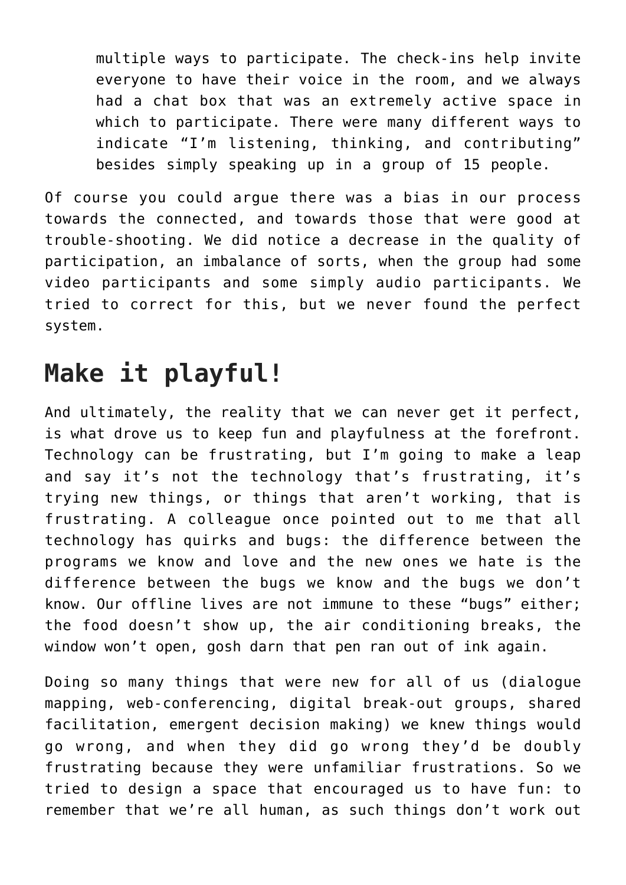> multiple ways to participate. The check-ins help invite everyone to have their voice in the room, and we always had a chat box that was an extremely active space in which to participate. There were many different ways to indicate “I’m listening, thinking, and contributing” besides simply speaking up in a group of 15 people.

Of course you could argue there was a bias in our process towards the connected, and towards those that were good at trouble-shooting. We did notice a decrease in the quality of participation, an imbalance of sorts, when the group had some video participants and some simply audio participants. We tried to correct for this, but we never found the perfect system.

## Make it playful!

And ultimately, the reality that we can never get it perfect, is what drove us to keep fun and playfulness at the forefront. Technology can be frustrating, but I’m going to make a leap and say it’s not the technology that’s frustrating, it’s trying new things, or things that aren’t working, that is frustrating. A colleague once pointed out to me that all technology has quirks and bugs: the difference between the programs we know and love and the new ones we hate is the difference between the bugs we know and the bugs we don’t know. Our offline lives are not immune to these “bugs” either; the food doesn’t show up, the air conditioning breaks, the window won’t open, gosh darn that pen ran out of ink again.

Doing so many things that were new for all of us (dialogue mapping, web-conferencing, digital break-out groups, shared facilitation, emergent decision making) we knew things would go wrong, and when they did go wrong they’d be doubly frustrating because they were unfamiliar frustrations. So we tried to design a space that encouraged us to have fun: to remember that we’re all human, as such things don’t work out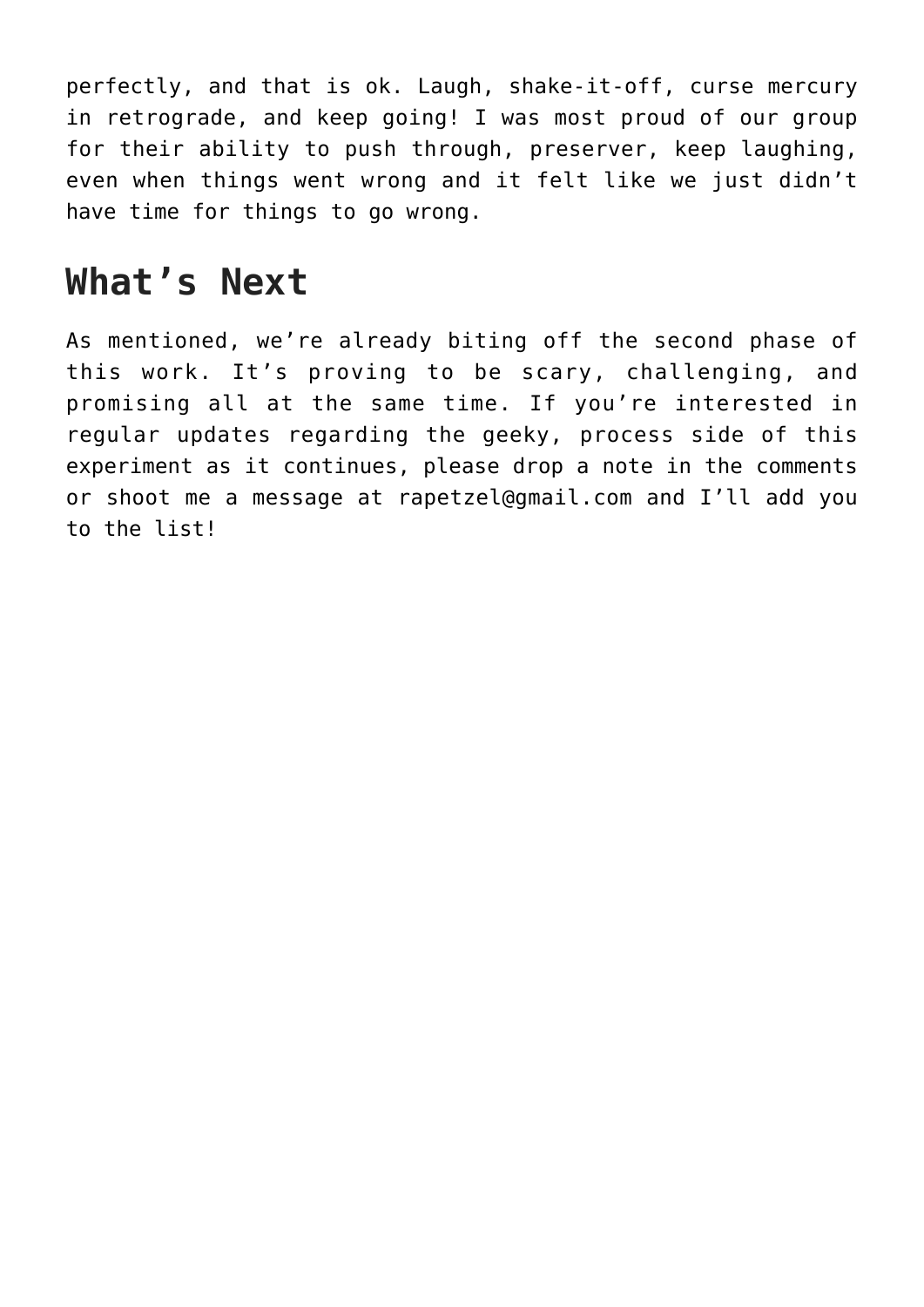perfectly, and that is ok. Laugh, shake-it-off, curse mercury in retrograde, and keep going! I was most proud of our group for their ability to push through, preserver, keep laughing, even when things went wrong and it felt like we just didn't have time for things to go wrong.

## What's Next

As mentioned, we're already biting off the second phase of this work. It's proving to be scary, challenging, and promising all at the same time. If you're interested in regular updates regarding the geeky, process side of this experiment as it continues, please drop a note in the comments or shoot me a message at rapetzel@gmail.com and I'll add you to the list!